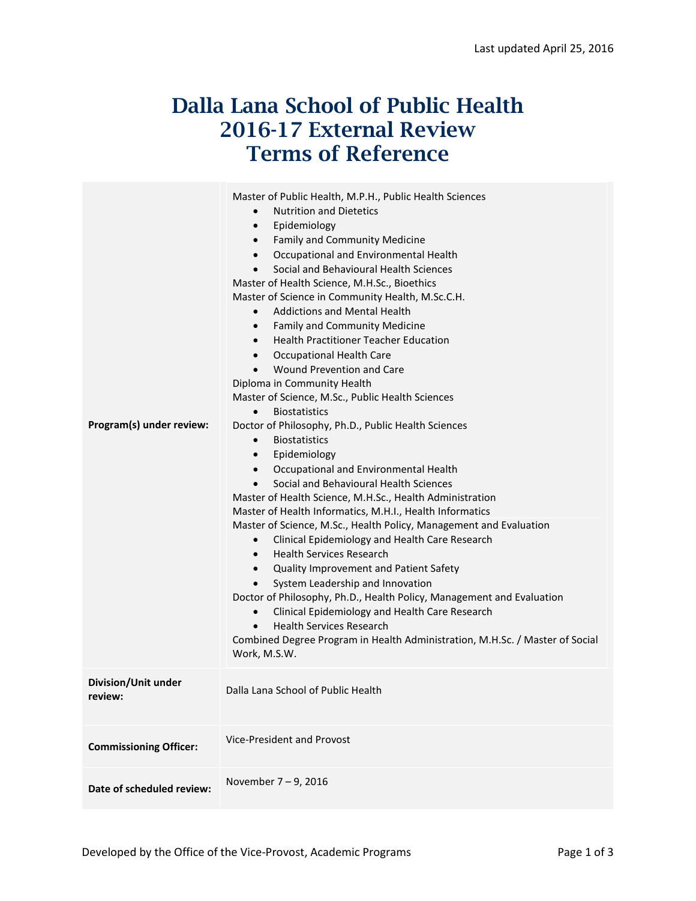Last updated April 25, 2016

# Dalla Lana School of Public Health 2016-17 External Review Terms of Reference

| | |
|---|---|
| **Program(s) under review:** | Master of Public Health, M.P.H., Public Health Sciences<br>• Nutrition and Dietetics<br>• Epidemiology<br>• Family and Community Medicine<br>• Occupational and Environmental Health<br>• Social and Behavioural Health Sciences<br>Master of Health Science, M.H.Sc., Bioethics<br>Master of Science in Community Health, M.Sc.C.H.<br>• Addictions and Mental Health<br>• Family and Community Medicine<br>• Health Practitioner Teacher Education<br>• Occupational Health Care<br>• Wound Prevention and Care<br>Diploma in Community Health<br>Master of Science, M.Sc., Public Health Sciences<br>• Biostatistics<br>Doctor of Philosophy, Ph.D., Public Health Sciences<br>• Biostatistics<br>• Epidemiology<br>• Occupational and Environmental Health<br>• Social and Behavioural Health Sciences<br>Master of Health Science, M.H.Sc., Health Administration<br>Master of Health Informatics, M.H.I., Health Informatics<br>Master of Science, M.Sc., Health Policy, Management and Evaluation<br>• Clinical Epidemiology and Health Care Research<br>• Health Services Research<br>• Quality Improvement and Patient Safety<br>• System Leadership and Innovation<br>Doctor of Philosophy, Ph.D., Health Policy, Management and Evaluation<br>• Clinical Epidemiology and Health Care Research<br>• Health Services Research<br>Combined Degree Program in Health Administration, M.H.Sc. / Master of Social Work, M.S.W. |
| **Division/Unit under review:** | Dalla Lana School of Public Health |
| **Commissioning Officer:** | Vice-President and Provost |
| **Date of scheduled review:** | November 7 – 9, 2016 |

Developed by the Office of the Vice-Provost, Academic Programs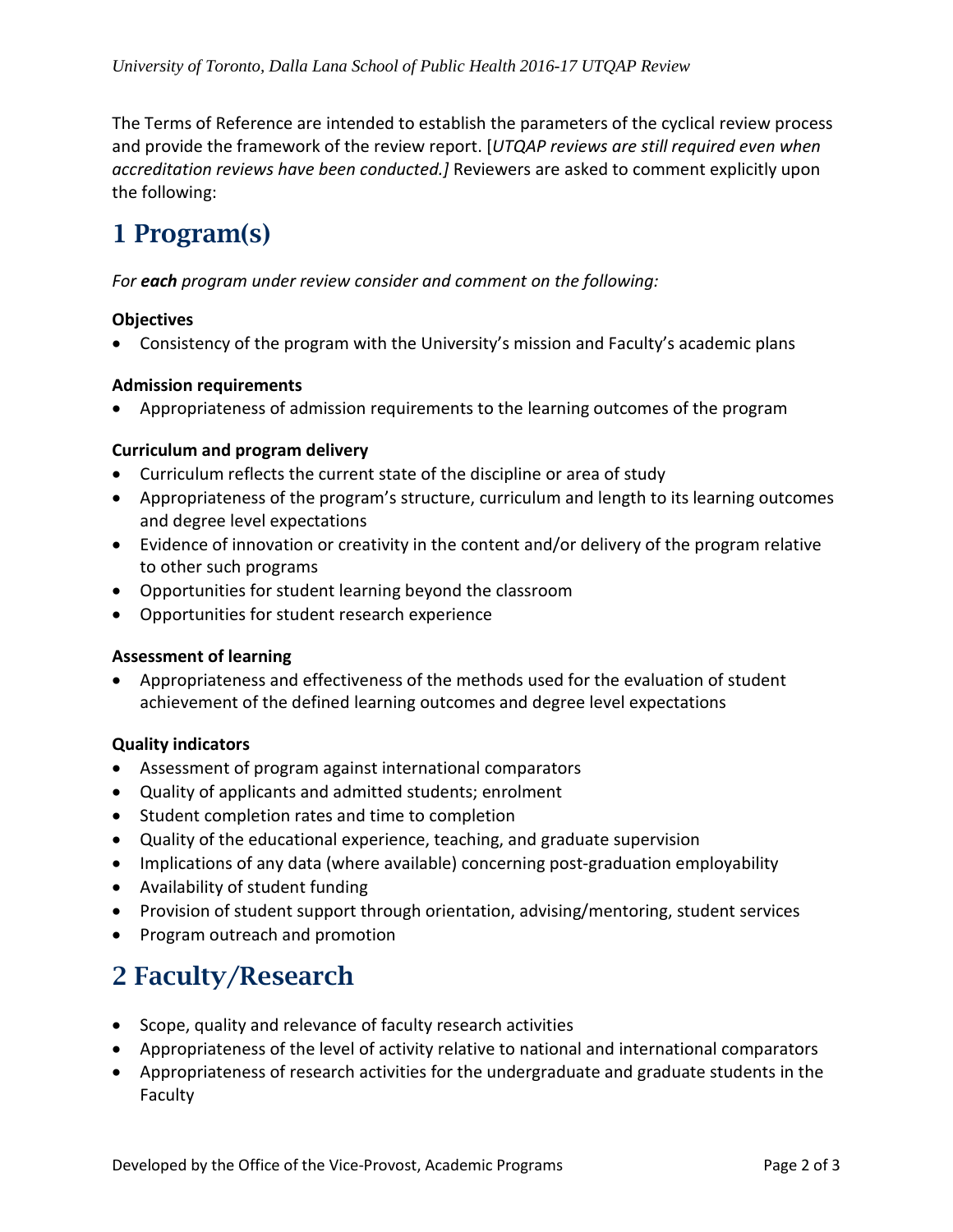The Terms of Reference are intended to establish the parameters of the cyclical review process and provide the framework of the review report. [*UTQAP reviews are still required even when accreditation reviews have been conducted.]* Reviewers are asked to comment explicitly upon the following:

# 1 Program(s)

*For **each** program under review consider and comment on the following:*

**Objectives**

- Consistency of the program with the University's mission and Faculty's academic plans

**Admission requirements**

- Appropriateness of admission requirements to the learning outcomes of the program

**Curriculum and program delivery**

- Curriculum reflects the current state of the discipline or area of study
- Appropriateness of the program's structure, curriculum and length to its learning outcomes and degree level expectations
- Evidence of innovation or creativity in the content and/or delivery of the program relative to other such programs
- Opportunities for student learning beyond the classroom
- Opportunities for student research experience

**Assessment of learning**

- Appropriateness and effectiveness of the methods used for the evaluation of student achievement of the defined learning outcomes and degree level expectations

**Quality indicators**

- Assessment of program against international comparators
- Quality of applicants and admitted students; enrolment
- Student completion rates and time to completion
- Quality of the educational experience, teaching, and graduate supervision
- Implications of any data (where available) concerning post-graduation employability
- Availability of student funding
- Provision of student support through orientation, advising/mentoring, student services
- Program outreach and promotion

# 2 Faculty/Research

- Scope, quality and relevance of faculty research activities
- Appropriateness of the level of activity relative to national and international comparators
- Appropriateness of research activities for the undergraduate and graduate students in the Faculty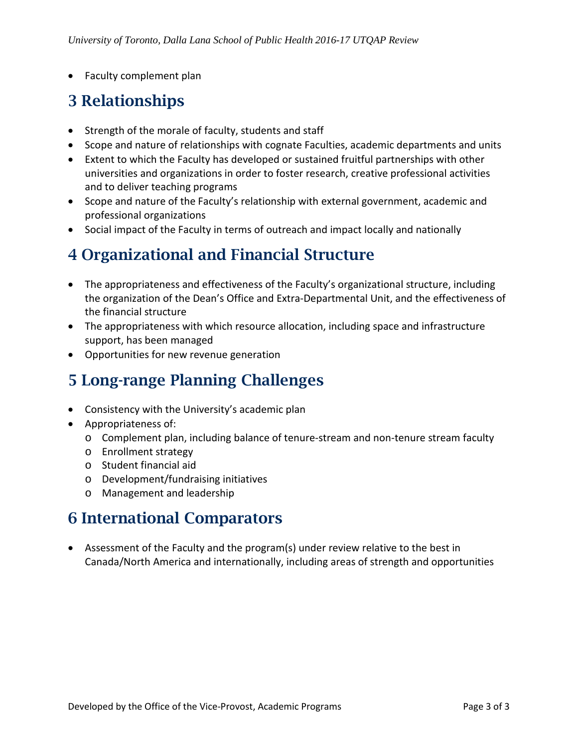- Faculty complement plan

## 3 Relationships

- Strength of the morale of faculty, students and staff
- Scope and nature of relationships with cognate Faculties, academic departments and units
- Extent to which the Faculty has developed or sustained fruitful partnerships with other universities and organizations in order to foster research, creative professional activities and to deliver teaching programs
- Scope and nature of the Faculty's relationship with external government, academic and professional organizations
- Social impact of the Faculty in terms of outreach and impact locally and nationally

## 4 Organizational and Financial Structure

- The appropriateness and effectiveness of the Faculty's organizational structure, including the organization of the Dean's Office and Extra-Departmental Unit, and the effectiveness of the financial structure
- The appropriateness with which resource allocation, including space and infrastructure support, has been managed
- Opportunities for new revenue generation

## 5 Long-range Planning Challenges

- Consistency with the University's academic plan
- Appropriateness of:
  - Complement plan, including balance of tenure-stream and non-tenure stream faculty
  - Enrollment strategy
  - Student financial aid
  - Development/fundraising initiatives
  - Management and leadership

## 6 International Comparators

- Assessment of the Faculty and the program(s) under review relative to the best in Canada/North America and internationally, including areas of strength and opportunities